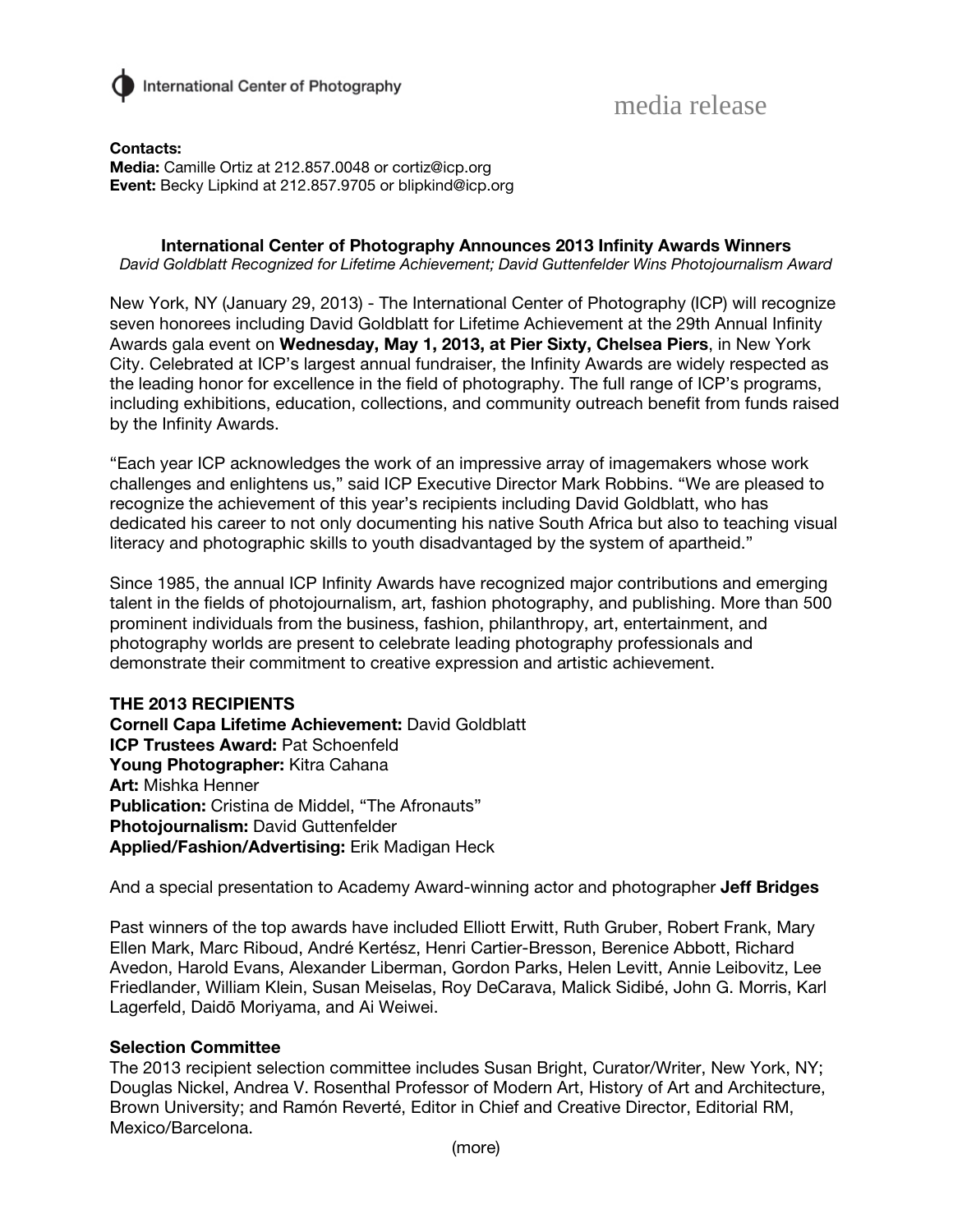International Center of Photography

media release

**Contacts:**
**Media:** Camille Ortiz at 212.857.0048 or cortiz@icp.org
**Event:** Becky Lipkind at 212.857.9705 or blipkind@icp.org

**International Center of Photography Announces 2013 Infinity Awards Winners**
*David Goldblatt Recognized for Lifetime Achievement; David Guttenfelder Wins Photojournalism Award*

New York, NY (January 29, 2013) - The International Center of Photography (ICP) will recognize seven honorees including David Goldblatt for Lifetime Achievement at the 29th Annual Infinity Awards gala event on **Wednesday, May 1, 2013, at Pier Sixty, Chelsea Piers**, in New York City. Celebrated at ICP's largest annual fundraiser, the Infinity Awards are widely respected as the leading honor for excellence in the field of photography. The full range of ICP's programs, including exhibitions, education, collections, and community outreach benefit from funds raised by the Infinity Awards.

"Each year ICP acknowledges the work of an impressive array of imagemakers whose work challenges and enlightens us," said ICP Executive Director Mark Robbins. "We are pleased to recognize the achievement of this year's recipients including David Goldblatt, who has dedicated his career to not only documenting his native South Africa but also to teaching visual literacy and photographic skills to youth disadvantaged by the system of apartheid."

Since 1985, the annual ICP Infinity Awards have recognized major contributions and emerging talent in the fields of photojournalism, art, fashion photography, and publishing. More than 500 prominent individuals from the business, fashion, philanthropy, art, entertainment, and photography worlds are present to celebrate leading photography professionals and demonstrate their commitment to creative expression and artistic achievement.

**THE 2013 RECIPIENTS**
**Cornell Capa Lifetime Achievement:** David Goldblatt
**ICP Trustees Award:** Pat Schoenfeld
**Young Photographer:** Kitra Cahana
**Art:** Mishka Henner
**Publication:** Cristina de Middel, "The Afronauts"
**Photojournalism:** David Guttenfelder
**Applied/Fashion/Advertising:** Erik Madigan Heck

And a special presentation to Academy Award-winning actor and photographer **Jeff Bridges**

Past winners of the top awards have included Elliott Erwitt, Ruth Gruber, Robert Frank, Mary Ellen Mark, Marc Riboud, André Kertész, Henri Cartier-Bresson, Berenice Abbott, Richard Avedon, Harold Evans, Alexander Liberman, Gordon Parks, Helen Levitt, Annie Leibovitz, Lee Friedlander, William Klein, Susan Meiselas, Roy DeCarava, Malick Sidibé, John G. Morris, Karl Lagerfeld, Daidō Moriyama, and Ai Weiwei.

**Selection Committee**
The 2013 recipient selection committee includes Susan Bright, Curator/Writer, New York, NY; Douglas Nickel, Andrea V. Rosenthal Professor of Modern Art, History of Art and Architecture, Brown University; and Ramón Reverté, Editor in Chief and Creative Director, Editorial RM, Mexico/Barcelona.

(more)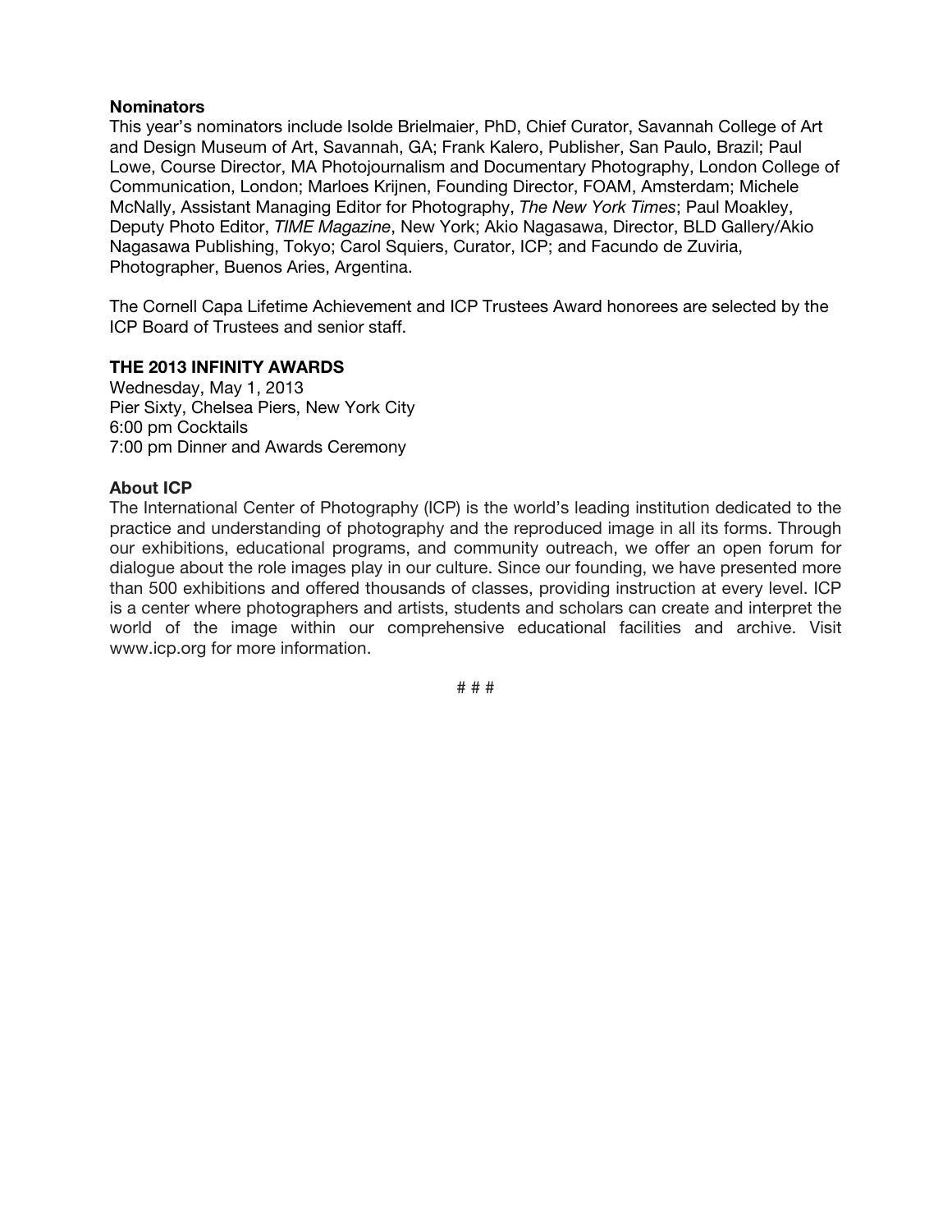**Nominators**
This year's nominators include Isolde Brielmaier, PhD, Chief Curator, Savannah College of Art and Design Museum of Art, Savannah, GA; Frank Kalero, Publisher, San Paulo, Brazil; Paul Lowe, Course Director, MA Photojournalism and Documentary Photography, London College of Communication, London; Marloes Krijnen, Founding Director, FOAM, Amsterdam; Michele McNally, Assistant Managing Editor for Photography, *The New York Times*; Paul Moakley, Deputy Photo Editor, *TIME Magazine*, New York; Akio Nagasawa, Director, BLD Gallery/Akio Nagasawa Publishing, Tokyo; Carol Squiers, Curator, ICP; and Facundo de Zuviria, Photographer, Buenos Aries, Argentina.

The Cornell Capa Lifetime Achievement and ICP Trustees Award honorees are selected by the ICP Board of Trustees and senior staff.

**THE 2013 INFINITY AWARDS**
Wednesday, May 1, 2013
Pier Sixty, Chelsea Piers, New York City
6:00 pm Cocktails
7:00 pm Dinner and Awards Ceremony

**About ICP**
The International Center of Photography (ICP) is the world's leading institution dedicated to the practice and understanding of photography and the reproduced image in all its forms. Through our exhibitions, educational programs, and community outreach, we offer an open forum for dialogue about the role images play in our culture. Since our founding, we have presented more than 500 exhibitions and offered thousands of classes, providing instruction at every level. ICP is a center where photographers and artists, students and scholars can create and interpret the world of the image within our comprehensive educational facilities and archive. Visit www.icp.org for more information.

# # #